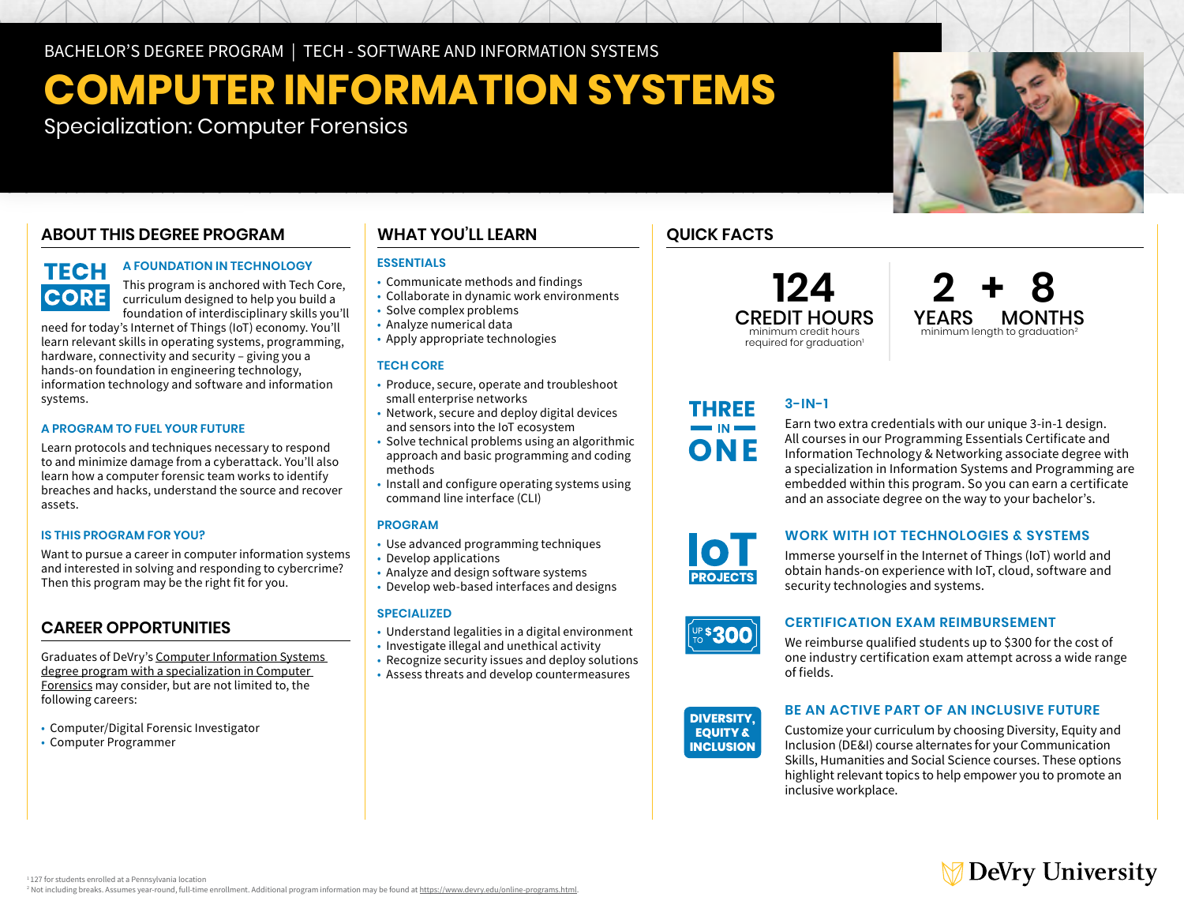BACHELOR'S DEGREE PROGRAM | TECH - SOFTWARE AND INFORMATION SYSTEMS

# COMPUTER INFORMATION SYSTEMS

Specialization: Computer Forensics

## ABOUT THIS DEGREE PROGRAM

**TECH CORE**

### A FOUNDATION IN TECHNOLOGY

This program is anchored with Tech Core, curriculum designed to help you build a foundation of interdisciplinary skills you'll need for today's Internet of Things (IoT) economy. You'll learn relevant skills in operating systems, programming, hardware, connectivity and security – giving you a hands-on foundation in engineering technology, information technology and software and information systems.

### A PROGRAM TO FUEL YOUR FUTURE

Learn protocols and techniques necessary to respond to and minimize damage from a cyberattack. You'll also learn how a computer forensic team works to identify breaches and hacks, understand the source and recover assets.

### IS THIS PROGRAM FOR YOU?

Want to pursue a career in computer information systems and interested in solving and responding to cybercrime? Then this program may be the right fit for you.

## CAREER OPPORTUNITIES

Graduates of DeVry's Computer Information Systems degree program with a specialization in Computer Forensics may consider, but are not limited to, the following careers:

- Computer/Digital Forensic Investigator
- Computer Programmer

## WHAT YOU'LL LEARN

### ESSENTIALS

- Communicate methods and findings
- Collaborate in dynamic work environments
- Solve complex problems
- Analyze numerical data
- Apply appropriate technologies

### TECH CORE

- Produce, secure, operate and troubleshoot small enterprise networks
- Network, secure and deploy digital devices and sensors into the IoT ecosystem
- Solve technical problems using an algorithmic approach and basic programming and coding methods
- Install and configure operating systems using command line interface (CLI)

### PROGRAM

- Use advanced programming techniques
- Develop applications
- Analyze and design software systems
- Develop web-based interfaces and designs

### SPECIALIZED

- Understand legalities in a digital environment
- Investigate illegal and unethical activity
- Recognize security issues and deploy solutions
- Assess threats and develop countermeasures

## QUICK FACTS

**124 CREDIT HOURS** – minimum credit hours required for graduation[1]

**2 YEARS + 8 MONTHS** – minimum length to graduation[2]

### 3-IN-1

Earn two extra credentials with our unique 3-in-1 design. All courses in our Programming Essentials Certificate and Information Technology & Networking associate degree with a specialization in Information Systems and Programming are embedded within this program. So you can earn a certificate and an associate degree on the way to your bachelor's.

### WORK WITH IOT TECHNOLOGIES & SYSTEMS

Immerse yourself in the Internet of Things (IoT) world and obtain hands-on experience with IoT, cloud, software and security technologies and systems.

### CERTIFICATION EXAM REIMBURSEMENT

We reimburse qualified students up to $300 for the cost of one industry certification exam attempt across a wide range of fields.

### BE AN ACTIVE PART OF AN INCLUSIVE FUTURE

Customize your curriculum by choosing Diversity, Equity and Inclusion (DE&I) course alternates for your Communication Skills, Humanities and Social Science courses. These options highlight relevant topics to help empower you to promote an inclusive workplace.

[1] 127 for students enrolled at a Pennsylvania location
[2] Not including breaks. Assumes year-round, full-time enrollment. Additional program information may be found at https://www.devry.edu/online-programs.html.

DeVry University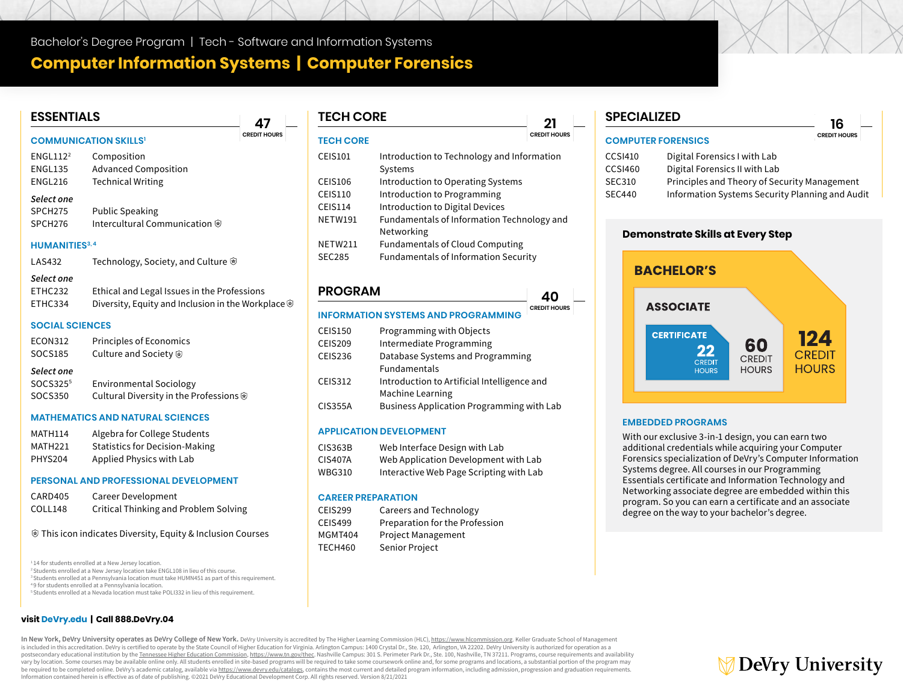Bachelor's Degree Program | Tech - Software and Information Systems

# Computer Information Systems | Computer Forensics

## ESSENTIALS

**47** CREDIT HOURS

### COMMUNICATION SKILLS[1]

| | |
|---|---|
| ENGL112[2] | Composition |
| ENGL135 | Advanced Composition |
| ENGL216 | Technical Writing |

*Select one*

| | |
|---|---|
| SPCH275 | Public Speaking |
| SPCH276 | Intercultural Communication ⊛ |

### HUMANITIES[3, 4]

| | |
|---|---|
| LAS432 | Technology, Society, and Culture ⊛ |

*Select one*

| | |
|---|---|
| ETHC232 | Ethical and Legal Issues in the Professions |
| ETHC334 | Diversity, Equity and Inclusion in the Workplace ⊛ |

### SOCIAL SCIENCES

| | |
|---|---|
| ECON312 | Principles of Economics |
| SOCS185 | Culture and Society ⊛ |

*Select one*

| | |
|---|---|
| SOCS325[5] | Environmental Sociology |
| SOCS350 | Cultural Diversity in the Professions ⊛ |

### MATHEMATICS AND NATURAL SCIENCES

| | |
|---|---|
| MATH114 | Algebra for College Students |
| MATH221 | Statistics for Decision-Making |
| PHYS204 | Applied Physics with Lab |

### PERSONAL AND PROFESSIONAL DEVELOPMENT

| | |
|---|---|
| CARD405 | Career Development |
| COLL148 | Critical Thinking and Problem Solving |

⊛ This icon indicates Diversity, Equity & Inclusion Courses

[1] 14 for students enrolled at a New Jersey location.
[2] Students enrolled at a New Jersey location take ENGL108 in lieu of this course.
[3] Students enrolled at a Pennsylvania location must take HUMN451 as part of this requirement.
[4] 9 for students enrolled at a Pennsylvania location.
[5] Students enrolled at a Nevada location must take POLI332 in lieu of this requirement.

## TECH CORE

**21** CREDIT HOURS

### TECH CORE

| | |
|---|---|
| CEIS101 | Introduction to Technology and Information Systems |
| CEIS106 | Introduction to Operating Systems |
| CEIS110 | Introduction to Programming |
| CEIS114 | Introduction to Digital Devices |
| NETW191 | Fundamentals of Information Technology and Networking |
| NETW211 | Fundamentals of Cloud Computing |
| SEC285 | Fundamentals of Information Security |

## PROGRAM

**40** CREDIT HOURS

### INFORMATION SYSTEMS AND PROGRAMMING

| | |
|---|---|
| CEIS150 | Programming with Objects |
| CEIS209 | Intermediate Programming |
| CEIS236 | Database Systems and Programming Fundamentals |
| CEIS312 | Introduction to Artificial Intelligence and Machine Learning |
| CIS355A | Business Application Programming with Lab |

### APPLICATION DEVELOPMENT

| | |
|---|---|
| CIS363B | Web Interface Design with Lab |
| CIS407A | Web Application Development with Lab |
| WBG310 | Interactive Web Page Scripting with Lab |

### CAREER PREPARATION

| | |
|---|---|
| CEIS299 | Careers and Technology |
| CEIS499 | Preparation for the Profession |
| MGMT404 | Project Management |
| TECH460 | Senior Project |

## SPECIALIZED

**16** CREDIT HOURS

### COMPUTER FORENSICS

| | |
|---|---|
| CCSI410 | Digital Forensics I with Lab |
| CCSI460 | Digital Forensics II with Lab |
| SEC310 | Principles and Theory of Security Management |
| SEC440 | Information Systems Security Planning and Audit |

### Demonstrate Skills at Every Step

BACHELOR'S — 124 CREDIT HOURS

ASSOCIATE — 60 CREDIT HOURS

CERTIFICATE — 22 CREDIT HOURS

### EMBEDDED PROGRAMS

With our exclusive 3-in-1 design, you can earn two additional credentials while acquiring your Computer Forensics specialization of DeVry's Computer Information Systems degree. All courses in our Programming Essentials certificate and Information Technology and Networking associate degree are embedded within this program. So you can earn a certificate and an associate degree on the way to your bachelor's degree.

**visit DeVry.edu | Call 888.DeVry.04**

**In New York, DeVry University operates as DeVry College of New York.** DeVry University is accredited by The Higher Learning Commission (HLC), https://www.hlcommission.org. Keller Graduate School of Management is included in this accreditation. DeVry is certified to operate by the State Council of Higher Education for Virginia. Arlington Campus: 1400 Crystal Dr., Ste. 120, Arlington, VA 22202. DeVry University is authorized for operation as a postsecondary educational institution by the Tennessee Higher Education Commission, https://www.tn.gov/thec. Nashville Campus: 301 S. Perimeter Park Dr., Ste. 100, Nashville, TN 37211. Programs, course requirements and availability vary by location. Some courses may be available online only. All students enrolled in site-based programs will be required to take some coursework online and, for some programs and locations, a substantial portion of the program may be required to be completed online. DeVry's academic catalog, available via https://www.devry.edu/catalogs, contains the most current and detailed program information, including admission, progression and graduation requirements. Information contained herein is effective as of date of publishing. ©2021 DeVry Educational Development Corp. All rights reserved. Version 8/21/2021

DeVry University